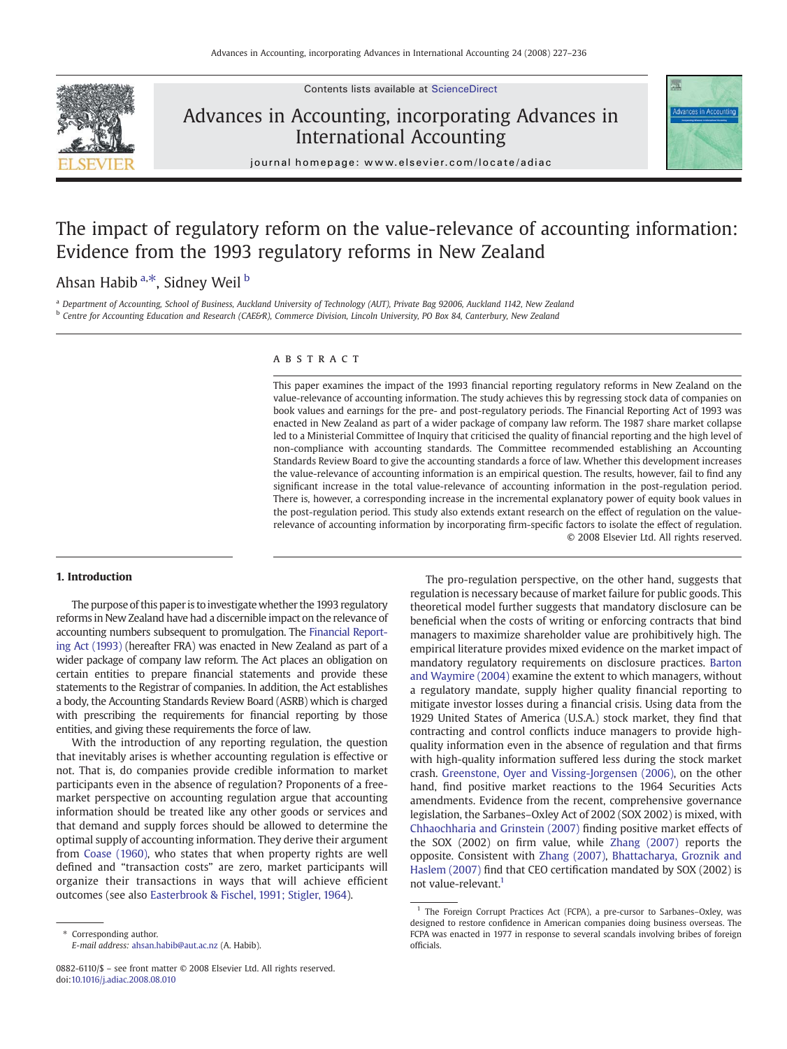# The impact of regulatory reform on the value-relevance of accounting information: Evidence from the 1993 regulatory reforms in New Zealand

Ahsan Habib [a,*], Sidney Weil [b]

[a] Department of Accounting, School of Business, Auckland University of Technology (AUT), Private Bag 92006, Auckland 1142, New Zealand
[b] Centre for Accounting Education and Research (CAE&R), Commerce Division, Lincoln University, PO Box 84, Canterbury, New Zealand

## ABSTRACT

This paper examines the impact of the 1993 financial reporting regulatory reforms in New Zealand on the value-relevance of accounting information. The study achieves this by regressing stock data of companies on book values and earnings for the pre- and post-regulatory periods. The Financial Reporting Act of 1993 was enacted in New Zealand as part of a wider package of company law reform. The 1987 share market collapse led to a Ministerial Committee of Inquiry that criticised the quality of financial reporting and the high level of non-compliance with accounting standards. The Committee recommended establishing an Accounting Standards Review Board to give the accounting standards a force of law. Whether this development increases the value-relevance of accounting information is an empirical question. The results, however, fail to find any significant increase in the total value-relevance of accounting information in the post-regulation period. There is, however, a corresponding increase in the incremental explanatory power of equity book values in the post-regulation period. This study also extends extant research on the effect of regulation on the value-relevance of accounting information by incorporating firm-specific factors to isolate the effect of regulation.

© 2008 Elsevier Ltd. All rights reserved.

## 1. Introduction

The purpose of this paper is to investigate whether the 1993 regulatory reforms in New Zealand have had a discernible impact on the relevance of accounting numbers subsequent to promulgation. The Financial Reporting Act (1993) (hereafter FRA) was enacted in New Zealand as part of a wider package of company law reform. The Act places an obligation on certain entities to prepare financial statements and provide these statements to the Registrar of companies. In addition, the Act establishes a body, the Accounting Standards Review Board (ASRB) which is charged with prescribing the requirements for financial reporting by those entities, and giving these requirements the force of law.

With the introduction of any reporting regulation, the question that inevitably arises is whether accounting regulation is effective or not. That is, do companies provide credible information to market participants even in the absence of regulation? Proponents of a free-market perspective on accounting regulation argue that accounting information should be treated like any other goods or services and that demand and supply forces should be allowed to determine the optimal supply of accounting information. They derive their argument from Coase (1960), who states that when property rights are well defined and "transaction costs" are zero, market participants will organize their transactions in ways that will achieve efficient outcomes (see also Easterbrook & Fischel, 1991; Stigler, 1964).

The pro-regulation perspective, on the other hand, suggests that regulation is necessary because of market failure for public goods. This theoretical model further suggests that mandatory disclosure can be beneficial when the costs of writing or enforcing contracts that bind managers to maximize shareholder value are prohibitively high. The empirical literature provides mixed evidence on the market impact of mandatory regulatory requirements on disclosure practices. Barton and Waymire (2004) examine the extent to which managers, without a regulatory mandate, supply higher quality financial reporting to mitigate investor losses during a financial crisis. Using data from the 1929 United States of America (U.S.A.) stock market, they find that contracting and control conflicts induce managers to provide high-quality information even in the absence of regulation and that firms with high-quality information suffered less during the stock market crash. Greenstone, Oyer and Vissing-Jorgensen (2006), on the other hand, find positive market reactions to the 1964 Securities Acts amendments. Evidence from the recent, comprehensive governance legislation, the Sarbanes–Oxley Act of 2002 (SOX 2002) is mixed, with Chhaochharia and Grinstein (2007) finding positive market effects of the SOX (2002) on firm value, while Zhang (2007) reports the opposite. Consistent with Zhang (2007), Bhattacharya, Groznik and Haslem (2007) find that CEO certification mandated by SOX (2002) is not value-relevant.[1]

[1] The Foreign Corrupt Practices Act (FCPA), a pre-cursor to Sarbanes–Oxley, was designed to restore confidence in American companies doing business overseas. The FCPA was enacted in 1977 in response to several scandals involving bribes of foreign officials.

* Corresponding author.
E-mail address: ahsan.habib@aut.ac.nz (A. Habib).

0882-6110/$ – see front matter © 2008 Elsevier Ltd. All rights reserved.
doi:10.1016/j.adiac.2008.08.010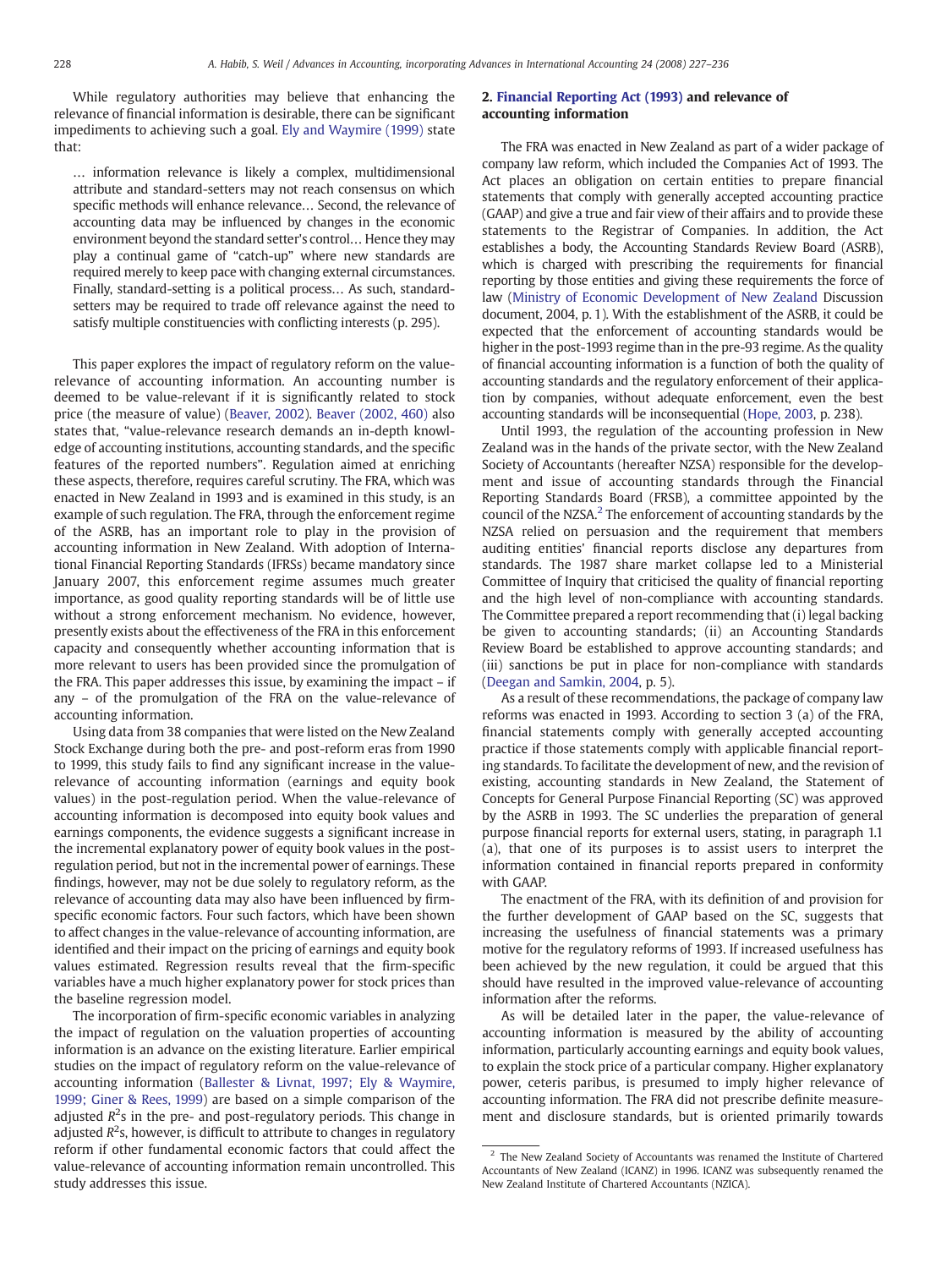While regulatory authorities may believe that enhancing the relevance of financial information is desirable, there can be significant impediments to achieving such a goal. Ely and Waymire (1999) state that:

> … information relevance is likely a complex, multidimensional attribute and standard-setters may not reach consensus on which specific methods will enhance relevance… Second, the relevance of accounting data may be influenced by changes in the economic environment beyond the standard setter's control… Hence they may play a continual game of "catch-up" where new standards are required merely to keep pace with changing external circumstances. Finally, standard-setting is a political process… As such, standard-setters may be required to trade off relevance against the need to satisfy multiple constituencies with conflicting interests (p. 295).

This paper explores the impact of regulatory reform on the value-relevance of accounting information. An accounting number is deemed to be value-relevant if it is significantly related to stock price (the measure of value) (Beaver, 2002). Beaver (2002, 460) also states that, "value-relevance research demands an in-depth knowledge of accounting institutions, accounting standards, and the specific features of the reported numbers". Regulation aimed at enriching these aspects, therefore, requires careful scrutiny. The FRA, which was enacted in New Zealand in 1993 and is examined in this study, is an example of such regulation. The FRA, through the enforcement regime of the ASRB, has an important role to play in the provision of accounting information in New Zealand. With adoption of International Financial Reporting Standards (IFRSs) became mandatory since January 2007, this enforcement regime assumes much greater importance, as good quality reporting standards will be of little use without a strong enforcement mechanism. No evidence, however, presently exists about the effectiveness of the FRA in this enforcement capacity and consequently whether accounting information that is more relevant to users has been provided since the promulgation of the FRA. This paper addresses this issue, by examining the impact – if any – of the promulgation of the FRA on the value-relevance of accounting information.

Using data from 38 companies that were listed on the New Zealand Stock Exchange during both the pre- and post-reform eras from 1990 to 1999, this study fails to find any significant increase in the value-relevance of accounting information (earnings and equity book values) in the post-regulation period. When the value-relevance of accounting information is decomposed into equity book values and earnings components, the evidence suggests a significant increase in the incremental explanatory power of equity book values in the post-regulation period, but not in the incremental power of earnings. These findings, however, may not be due solely to regulatory reform, as the relevance of accounting data may also have been influenced by firm-specific economic factors. Four such factors, which have been shown to affect changes in the value-relevance of accounting information, are identified and their impact on the pricing of earnings and equity book values estimated. Regression results reveal that the firm-specific variables have a much higher explanatory power for stock prices than the baseline regression model.

The incorporation of firm-specific economic variables in analyzing the impact of regulation on the valuation properties of accounting information is an advance on the existing literature. Earlier empirical studies on the impact of regulatory reform on the value-relevance of accounting information (Ballester & Livnat, 1997; Ely & Waymire, 1999; Giner & Rees, 1999) are based on a simple comparison of the adjusted $R^2$s in the pre- and post-regulatory periods. This change in adjusted $R^2$s, however, is difficult to attribute to changes in regulatory reform if other fundamental economic factors that could affect the value-relevance of accounting information remain uncontrolled. This study addresses this issue.

## 2. Financial Reporting Act (1993) and relevance of accounting information

The FRA was enacted in New Zealand as part of a wider package of company law reform, which included the Companies Act of 1993. The Act places an obligation on certain entities to prepare financial statements that comply with generally accepted accounting practice (GAAP) and give a true and fair view of their affairs and to provide these statements to the Registrar of Companies. In addition, the Act establishes a body, the Accounting Standards Review Board (ASRB), which is charged with prescribing the requirements for financial reporting by those entities and giving these requirements the force of law (Ministry of Economic Development of New Zealand Discussion document, 2004, p. 1). With the establishment of the ASRB, it could be expected that the enforcement of accounting standards would be higher in the post-1993 regime than in the pre-93 regime. As the quality of financial accounting information is a function of both the quality of accounting standards and the regulatory enforcement of their application by companies, without adequate enforcement, even the best accounting standards will be inconsequential (Hope, 2003, p. 238).

Until 1993, the regulation of the accounting profession in New Zealand was in the hands of the private sector, with the New Zealand Society of Accountants (hereafter NZSA) responsible for the development and issue of accounting standards through the Financial Reporting Standards Board (FRSB), a committee appointed by the council of the NZSA.[2] The enforcement of accounting standards by the NZSA relied on persuasion and the requirement that members auditing entities' financial reports disclose any departures from standards. The 1987 share market collapse led to a Ministerial Committee of Inquiry that criticised the quality of financial reporting and the high level of non-compliance with accounting standards. The Committee prepared a report recommending that (i) legal backing be given to accounting standards; (ii) an Accounting Standards Review Board be established to approve accounting standards; and (iii) sanctions be put in place for non-compliance with standards (Deegan and Samkin, 2004, p. 5).

As a result of these recommendations, the package of company law reforms was enacted in 1993. According to section 3 (a) of the FRA, financial statements comply with generally accepted accounting practice if those statements comply with applicable financial reporting standards. To facilitate the development of new, and the revision of existing, accounting standards in New Zealand, the Statement of Concepts for General Purpose Financial Reporting (SC) was approved by the ASRB in 1993. The SC underlies the preparation of general purpose financial reports for external users, stating, in paragraph 1.1 (a), that one of its purposes is to assist users to interpret the information contained in financial reports prepared in conformity with GAAP.

The enactment of the FRA, with its definition of and provision for the further development of GAAP based on the SC, suggests that increasing the usefulness of financial statements was a primary motive for the regulatory reforms of 1993. If increased usefulness has been achieved by the new regulation, it could be argued that this should have resulted in the improved value-relevance of accounting information after the reforms.

As will be detailed later in the paper, the value-relevance of accounting information is measured by the ability of accounting information, particularly accounting earnings and equity book values, to explain the stock price of a particular company. Higher explanatory power, ceteris paribus, is presumed to imply higher relevance of accounting information. The FRA did not prescribe definite measurement and disclosure standards, but is oriented primarily towards

[2] The New Zealand Society of Accountants was renamed the Institute of Chartered Accountants of New Zealand (ICANZ) in 1996. ICANZ was subsequently renamed the New Zealand Institute of Chartered Accountants (NZICA).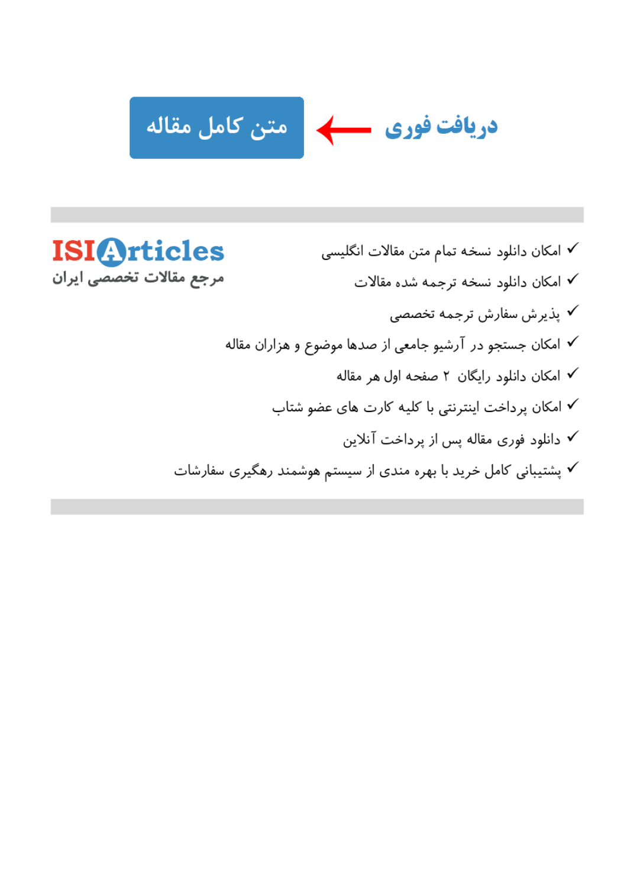دریافت فوری ← متن کامل مقاله

ISIArticles
مرجع مقالات تخصصی ایران

- ✓ امکان دانلود نسخه تمام متن مقالات انگلیسی
- ✓ امکان دانلود نسخه ترجمه شده مقالات
- ✓ پذیرش سفارش ترجمه تخصصی
- ✓ امکان جستجو در آرشیو جامعی از صدها موضوع و هزاران مقاله
- ✓ امکان دانلود رایگان ۲ صفحه اول هر مقاله
- ✓ امکان پرداخت اینترنتی با کلیه کارت های عضو شتاب
- ✓ دانلود فوری مقاله پس از پرداخت آنلاین
- ✓ پشتیبانی کامل خرید با بهره مندی از سیستم هوشمند رهگیری سفارشات